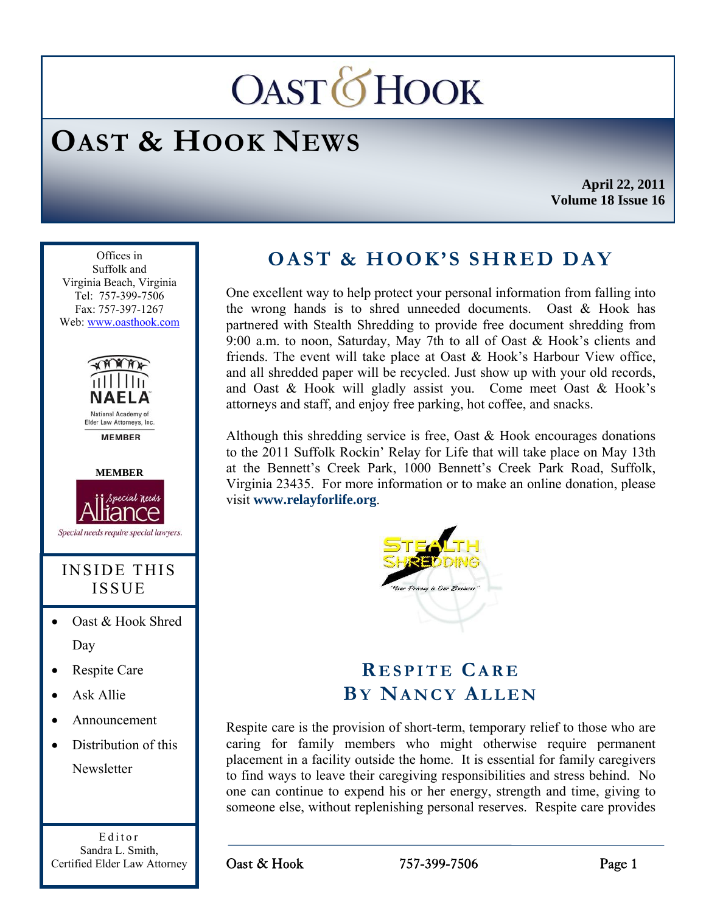# OAST & HOOK NEWS

**April 22, 2011**
**Volume 18 Issue 16**

Offices in
Suffolk and
Virginia Beach, Virginia
Tel: 757-399-7506
Fax: 757-397-1267
Web: www.oasthook.com

NAELA
National Academy of Elder Law Attorneys, Inc.
MEMBER

MEMBER
Special Needs Alliance
Special needs require special lawyers.

## INSIDE THIS ISSUE

- Oast & Hook Shred Day
- Respite Care
- Ask Allie
- Announcement
- Distribution of this Newsletter

Editor
Sandra L. Smith,
Certified Elder Law Attorney

## OAST & HOOK'S SHRED DAY

One excellent way to help protect your personal information from falling into the wrong hands is to shred unneeded documents. Oast & Hook has partnered with Stealth Shredding to provide free document shredding from 9:00 a.m. to noon, Saturday, May 7th to all of Oast & Hook's clients and friends. The event will take place at Oast & Hook's Harbour View office, and all shredded paper will be recycled. Just show up with your old records, and Oast & Hook will gladly assist you. Come meet Oast & Hook's attorneys and staff, and enjoy free parking, hot coffee, and snacks.

Although this shredding service is free, Oast & Hook encourages donations to the 2011 Suffolk Rockin' Relay for Life that will take place on May 13th at the Bennett's Creek Park, 1000 Bennett's Creek Park Road, Suffolk, Virginia 23435. For more information or to make an online donation, please visit **www.relayforlife.org**.

STEALTH SHREDDING
"Your Privacy is Our Business"

## RESPITE CARE
## BY NANCY ALLEN

Respite care is the provision of short-term, temporary relief to those who are caring for family members who might otherwise require permanent placement in a facility outside the home. It is essential for family caregivers to find ways to leave their caregiving responsibilities and stress behind. No one can continue to expend his or her energy, strength and time, giving to someone else, without replenishing personal reserves. Respite care provides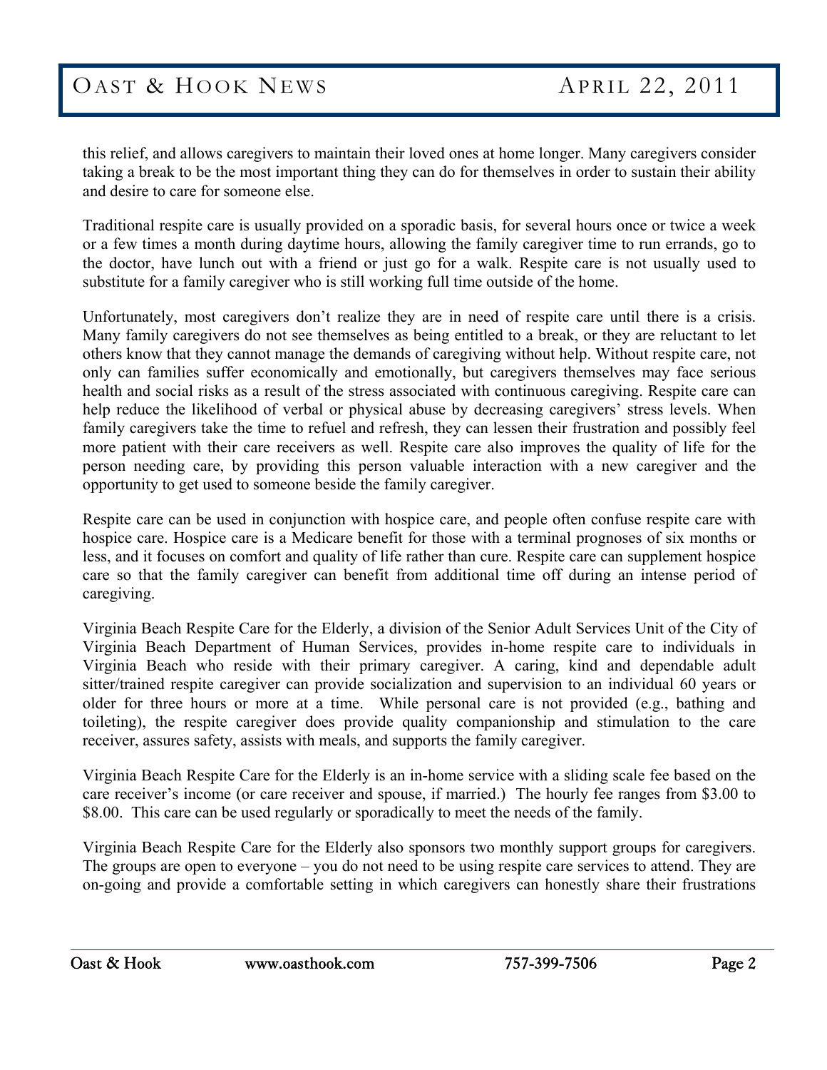this relief, and allows caregivers to maintain their loved ones at home longer. Many caregivers consider taking a break to be the most important thing they can do for themselves in order to sustain their ability and desire to care for someone else.

Traditional respite care is usually provided on a sporadic basis, for several hours once or twice a week or a few times a month during daytime hours, allowing the family caregiver time to run errands, go to the doctor, have lunch out with a friend or just go for a walk. Respite care is not usually used to substitute for a family caregiver who is still working full time outside of the home.

Unfortunately, most caregivers don't realize they are in need of respite care until there is a crisis. Many family caregivers do not see themselves as being entitled to a break, or they are reluctant to let others know that they cannot manage the demands of caregiving without help. Without respite care, not only can families suffer economically and emotionally, but caregivers themselves may face serious health and social risks as a result of the stress associated with continuous caregiving. Respite care can help reduce the likelihood of verbal or physical abuse by decreasing caregivers' stress levels. When family caregivers take the time to refuel and refresh, they can lessen their frustration and possibly feel more patient with their care receivers as well. Respite care also improves the quality of life for the person needing care, by providing this person valuable interaction with a new caregiver and the opportunity to get used to someone beside the family caregiver.

Respite care can be used in conjunction with hospice care, and people often confuse respite care with hospice care. Hospice care is a Medicare benefit for those with a terminal prognoses of six months or less, and it focuses on comfort and quality of life rather than cure. Respite care can supplement hospice care so that the family caregiver can benefit from additional time off during an intense period of caregiving.

Virginia Beach Respite Care for the Elderly, a division of the Senior Adult Services Unit of the City of Virginia Beach Department of Human Services, provides in-home respite care to individuals in Virginia Beach who reside with their primary caregiver. A caring, kind and dependable adult sitter/trained respite caregiver can provide socialization and supervision to an individual 60 years or older for three hours or more at a time. While personal care is not provided (e.g., bathing and toileting), the respite caregiver does provide quality companionship and stimulation to the care receiver, assures safety, assists with meals, and supports the family caregiver.

Virginia Beach Respite Care for the Elderly is an in-home service with a sliding scale fee based on the care receiver's income (or care receiver and spouse, if married.) The hourly fee ranges from $3.00 to $8.00. This care can be used regularly or sporadically to meet the needs of the family.

Virginia Beach Respite Care for the Elderly also sponsors two monthly support groups for caregivers. The groups are open to everyone – you do not need to be using respite care services to attend. They are on-going and provide a comfortable setting in which caregivers can honestly share their frustrations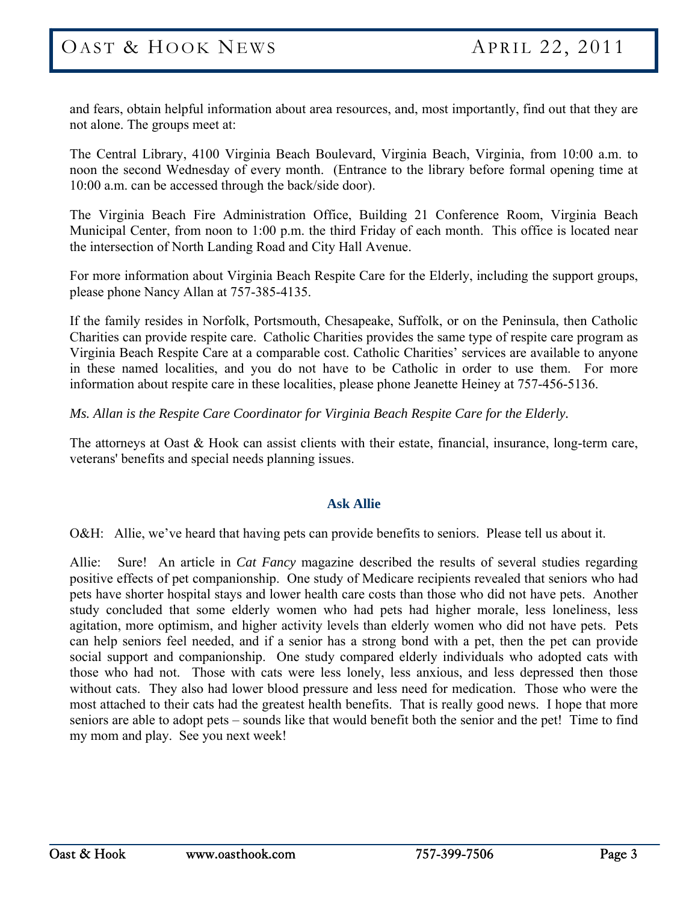and fears, obtain helpful information about area resources, and, most importantly, find out that they are not alone. The groups meet at:

The Central Library, 4100 Virginia Beach Boulevard, Virginia Beach, Virginia, from 10:00 a.m. to noon the second Wednesday of every month. (Entrance to the library before formal opening time at 10:00 a.m. can be accessed through the back/side door).

The Virginia Beach Fire Administration Office, Building 21 Conference Room, Virginia Beach Municipal Center, from noon to 1:00 p.m. the third Friday of each month. This office is located near the intersection of North Landing Road and City Hall Avenue.

For more information about Virginia Beach Respite Care for the Elderly, including the support groups, please phone Nancy Allan at 757-385-4135.

If the family resides in Norfolk, Portsmouth, Chesapeake, Suffolk, or on the Peninsula, then Catholic Charities can provide respite care. Catholic Charities provides the same type of respite care program as Virginia Beach Respite Care at a comparable cost. Catholic Charities' services are available to anyone in these named localities, and you do not have to be Catholic in order to use them. For more information about respite care in these localities, please phone Jeanette Heiney at 757-456-5136.

*Ms. Allan is the Respite Care Coordinator for Virginia Beach Respite Care for the Elderly.*

The attorneys at Oast & Hook can assist clients with their estate, financial, insurance, long-term care, veterans' benefits and special needs planning issues.

## Ask Allie

O&H: Allie, we've heard that having pets can provide benefits to seniors. Please tell us about it.

Allie: Sure! An article in *Cat Fancy* magazine described the results of several studies regarding positive effects of pet companionship. One study of Medicare recipients revealed that seniors who had pets have shorter hospital stays and lower health care costs than those who did not have pets. Another study concluded that some elderly women who had pets had higher morale, less loneliness, less agitation, more optimism, and higher activity levels than elderly women who did not have pets. Pets can help seniors feel needed, and if a senior has a strong bond with a pet, then the pet can provide social support and companionship. One study compared elderly individuals who adopted cats with those who had not. Those with cats were less lonely, less anxious, and less depressed then those without cats. They also had lower blood pressure and less need for medication. Those who were the most attached to their cats had the greatest health benefits. That is really good news. I hope that more seniors are able to adopt pets – sounds like that would benefit both the senior and the pet! Time to find my mom and play. See you next week!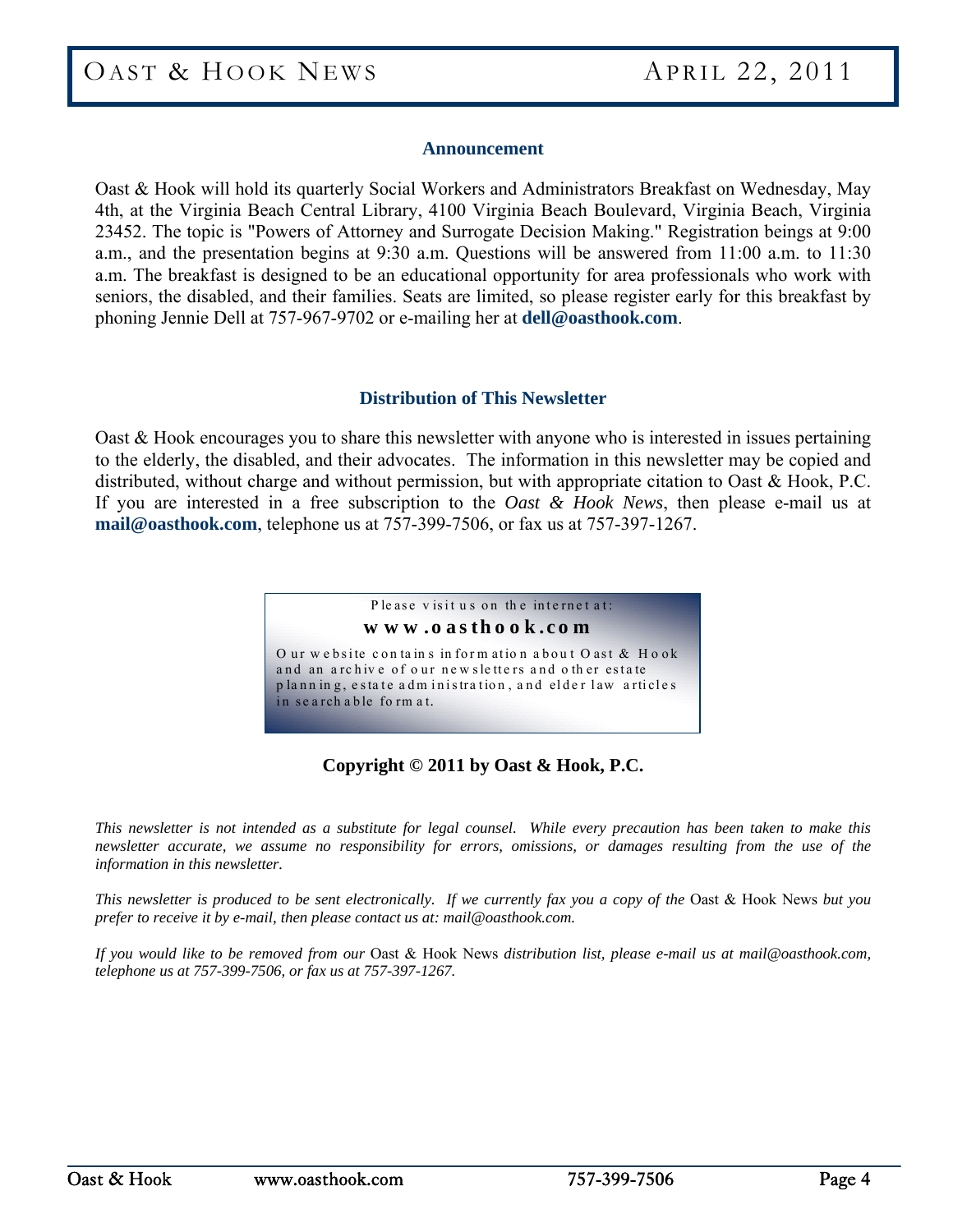## Announcement

Oast & Hook will hold its quarterly Social Workers and Administrators Breakfast on Wednesday, May 4th, at the Virginia Beach Central Library, 4100 Virginia Beach Boulevard, Virginia Beach, Virginia 23452. The topic is "Powers of Attorney and Surrogate Decision Making." Registration beings at 9:00 a.m., and the presentation begins at 9:30 a.m. Questions will be answered from 11:00 a.m. to 11:30 a.m. The breakfast is designed to be an educational opportunity for area professionals who work with seniors, the disabled, and their families. Seats are limited, so please register early for this breakfast by phoning Jennie Dell at 757-967-9702 or e-mailing her at **dell@oasthook.com**.

## Distribution of This Newsletter

Oast & Hook encourages you to share this newsletter with anyone who is interested in issues pertaining to the elderly, the disabled, and their advocates. The information in this newsletter may be copied and distributed, without charge and without permission, but with appropriate citation to Oast & Hook, P.C. If you are interested in a free subscription to the *Oast & Hook News*, then please e-mail us at **mail@oasthook.com**, telephone us at 757-399-7506, or fax us at 757-397-1267.

Please visit us on the internet at:

**www.oasthook.com**

Our website contains information about Oast & Hook and an archive of our newsletters and other estate planning, estate administration, and elder law articles in searchable format.

**Copyright © 2011 by Oast & Hook, P.C.**

*This newsletter is not intended as a substitute for legal counsel. While every precaution has been taken to make this newsletter accurate, we assume no responsibility for errors, omissions, or damages resulting from the use of the information in this newsletter.*

*This newsletter is produced to be sent electronically. If we currently fax you a copy of the* Oast & Hook News *but you prefer to receive it by e-mail, then please contact us at: mail@oasthook.com.*

*If you would like to be removed from our* Oast & Hook News *distribution list, please e-mail us at mail@oasthook.com, telephone us at 757-399-7506, or fax us at 757-397-1267.*